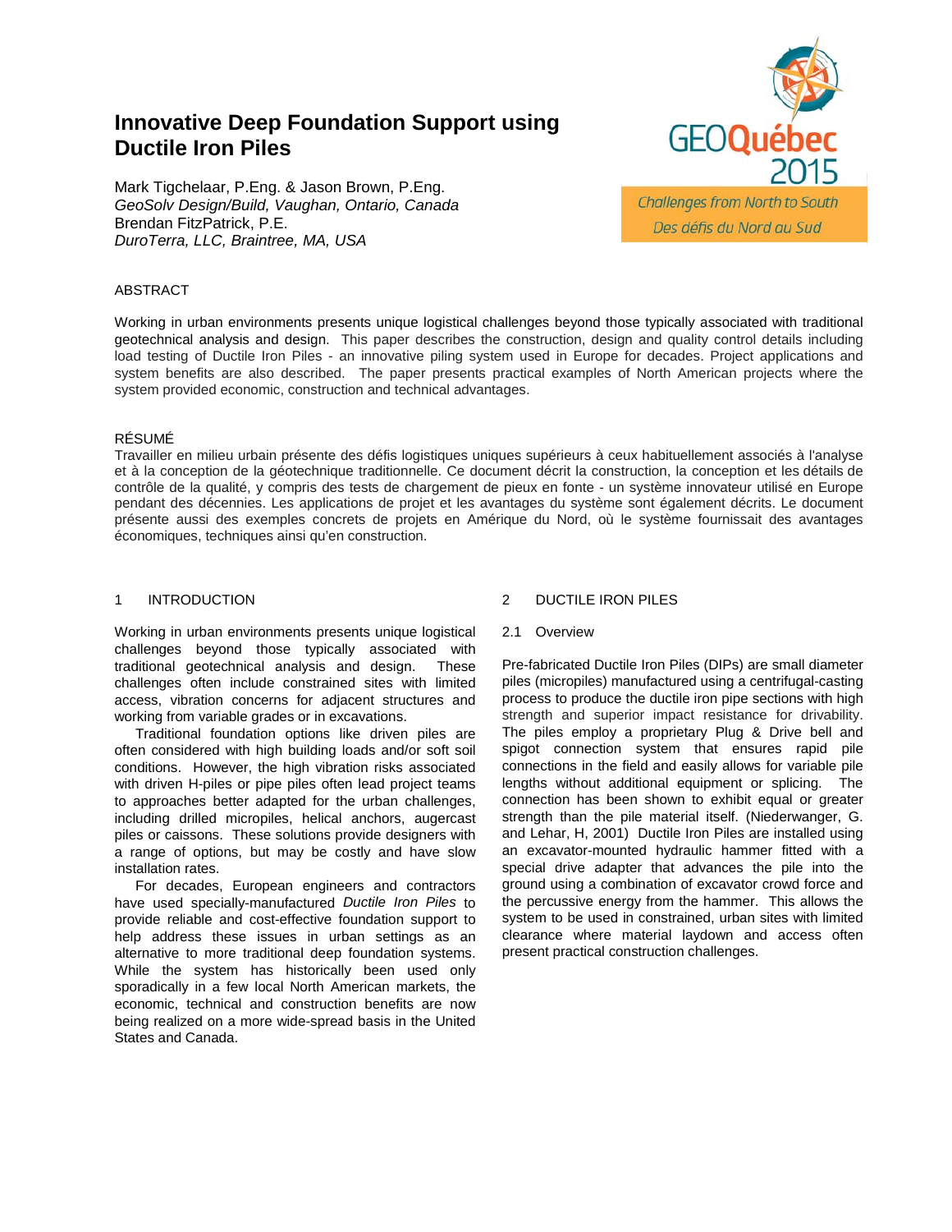# Innovative Deep Foundation Support using Ductile Iron Piles

Mark Tigchelaar, P.Eng. & Jason Brown, P.Eng.
*GeoSolv Design/Build, Vaughan, Ontario, Canada*
Brendan FitzPatrick, P.E.
*DuroTerra, LLC, Braintree, MA, USA*

GEOQuébec 2015
Challenges from North to South
Des défis du Nord au Sud

## ABSTRACT

Working in urban environments presents unique logistical challenges beyond those typically associated with traditional geotechnical analysis and design. This paper describes the construction, design and quality control details including load testing of Ductile Iron Piles - an innovative piling system used in Europe for decades. Project applications and system benefits are also described. The paper presents practical examples of North American projects where the system provided economic, construction and technical advantages.

## RÉSUMÉ

Travailler en milieu urbain présente des défis logistiques uniques supérieurs à ceux habituellement associés à l'analyse et à la conception de la géotechnique traditionnelle. Ce document décrit la construction, la conception et les détails de contrôle de la qualité, y compris des tests de chargement de pieux en fonte - un système innovateur utilisé en Europe pendant des décennies. Les applications de projet et les avantages du système sont également décrits. Le document présente aussi des exemples concrets de projets en Amérique du Nord, où le système fournissait des avantages économiques, techniques ainsi qu'en construction.

## 1 INTRODUCTION

Working in urban environments presents unique logistical challenges beyond those typically associated with traditional geotechnical analysis and design. These challenges often include constrained sites with limited access, vibration concerns for adjacent structures and working from variable grades or in excavations.

Traditional foundation options like driven piles are often considered with high building loads and/or soft soil conditions. However, the high vibration risks associated with driven H-piles or pipe piles often lead project teams to approaches better adapted for the urban challenges, including drilled micropiles, helical anchors, augercast piles or caissons. These solutions provide designers with a range of options, but may be costly and have slow installation rates.

For decades, European engineers and contractors have used specially-manufactured *Ductile Iron Piles* to provide reliable and cost-effective foundation support to help address these issues in urban settings as an alternative to more traditional deep foundation systems. While the system has historically been used only sporadically in a few local North American markets, the economic, technical and construction benefits are now being realized on a more wide-spread basis in the United States and Canada.

## 2 DUCTILE IRON PILES

### 2.1 Overview

Pre-fabricated Ductile Iron Piles (DIPs) are small diameter piles (micropiles) manufactured using a centrifugal-casting process to produce the ductile iron pipe sections with high strength and superior impact resistance for drivability. The piles employ a proprietary Plug & Drive bell and spigot connection system that ensures rapid pile connections in the field and easily allows for variable pile lengths without additional equipment or splicing. The connection has been shown to exhibit equal or greater strength than the pile material itself. (Niederwanger, G. and Lehar, H, 2001) Ductile Iron Piles are installed using an excavator-mounted hydraulic hammer fitted with a special drive adapter that advances the pile into the ground using a combination of excavator crowd force and the percussive energy from the hammer. This allows the system to be used in constrained, urban sites with limited clearance where material laydown and access often present practical construction challenges.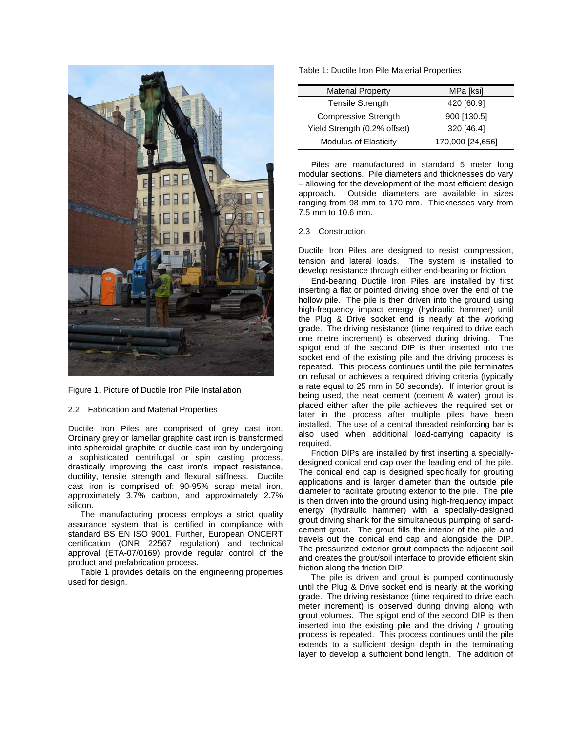Figure 1. Picture of Ductile Iron Pile Installation

### 2.2 Fabrication and Material Properties

Ductile Iron Piles are comprised of grey cast iron. Ordinary grey or lamellar graphite cast iron is transformed into spheroidal graphite or ductile cast iron by undergoing a sophisticated centrifugal or spin casting process, drastically improving the cast iron's impact resistance, ductility, tensile strength and flexural stiffness. Ductile cast iron is comprised of: 90-95% scrap metal iron, approximately 3.7% carbon, and approximately 2.7% silicon.

The manufacturing process employs a strict quality assurance system that is certified in compliance with standard BS EN ISO 9001. Further, European ONCERT certification (ONR 22567 regulation) and technical approval (ETA-07/0169) provide regular control of the product and prefabrication process.

Table 1 provides details on the engineering properties used for design.

Table 1: Ductile Iron Pile Material Properties

| Material Property | MPa [ksi] |
|---|---|
| Tensile Strength | 420 [60.9] |
| Compressive Strength | 900 [130.5] |
| Yield Strength (0.2% offset) | 320 [46.4] |
| Modulus of Elasticity | 170,000 [24,656] |

Piles are manufactured in standard 5 meter long modular sections. Pile diameters and thicknesses do vary – allowing for the development of the most efficient design approach. Outside diameters are available in sizes ranging from 98 mm to 170 mm. Thicknesses vary from 7.5 mm to 10.6 mm.

### 2.3 Construction

Ductile Iron Piles are designed to resist compression, tension and lateral loads. The system is installed to develop resistance through either end-bearing or friction.

End-bearing Ductile Iron Piles are installed by first inserting a flat or pointed driving shoe over the end of the hollow pile. The pile is then driven into the ground using high-frequency impact energy (hydraulic hammer) until the Plug & Drive socket end is nearly at the working grade. The driving resistance (time required to drive each one metre increment) is observed during driving. The spigot end of the second DIP is then inserted into the socket end of the existing pile and the driving process is repeated. This process continues until the pile terminates on refusal or achieves a required driving criteria (typically a rate equal to 25 mm in 50 seconds). If interior grout is being used, the neat cement (cement & water) grout is placed either after the pile achieves the required set or later in the process after multiple piles have been installed. The use of a central threaded reinforcing bar is also used when additional load-carrying capacity is required.

Friction DIPs are installed by first inserting a specially-designed conical end cap over the leading end of the pile. The conical end cap is designed specifically for grouting applications and is larger diameter than the outside pile diameter to facilitate grouting exterior to the pile. The pile is then driven into the ground using high-frequency impact energy (hydraulic hammer) with a specially-designed grout driving shank for the simultaneous pumping of sand-cement grout. The grout fills the interior of the pile and travels out the conical end cap and alongside the DIP. The pressurized exterior grout compacts the adjacent soil and creates the grout/soil interface to provide efficient skin friction along the friction DIP.

The pile is driven and grout is pumped continuously until the Plug & Drive socket end is nearly at the working grade. The driving resistance (time required to drive each meter increment) is observed during driving along with grout volumes. The spigot end of the second DIP is then inserted into the existing pile and the driving / grouting process is repeated. This process continues until the pile extends to a sufficient design depth in the terminating layer to develop a sufficient bond length. The addition of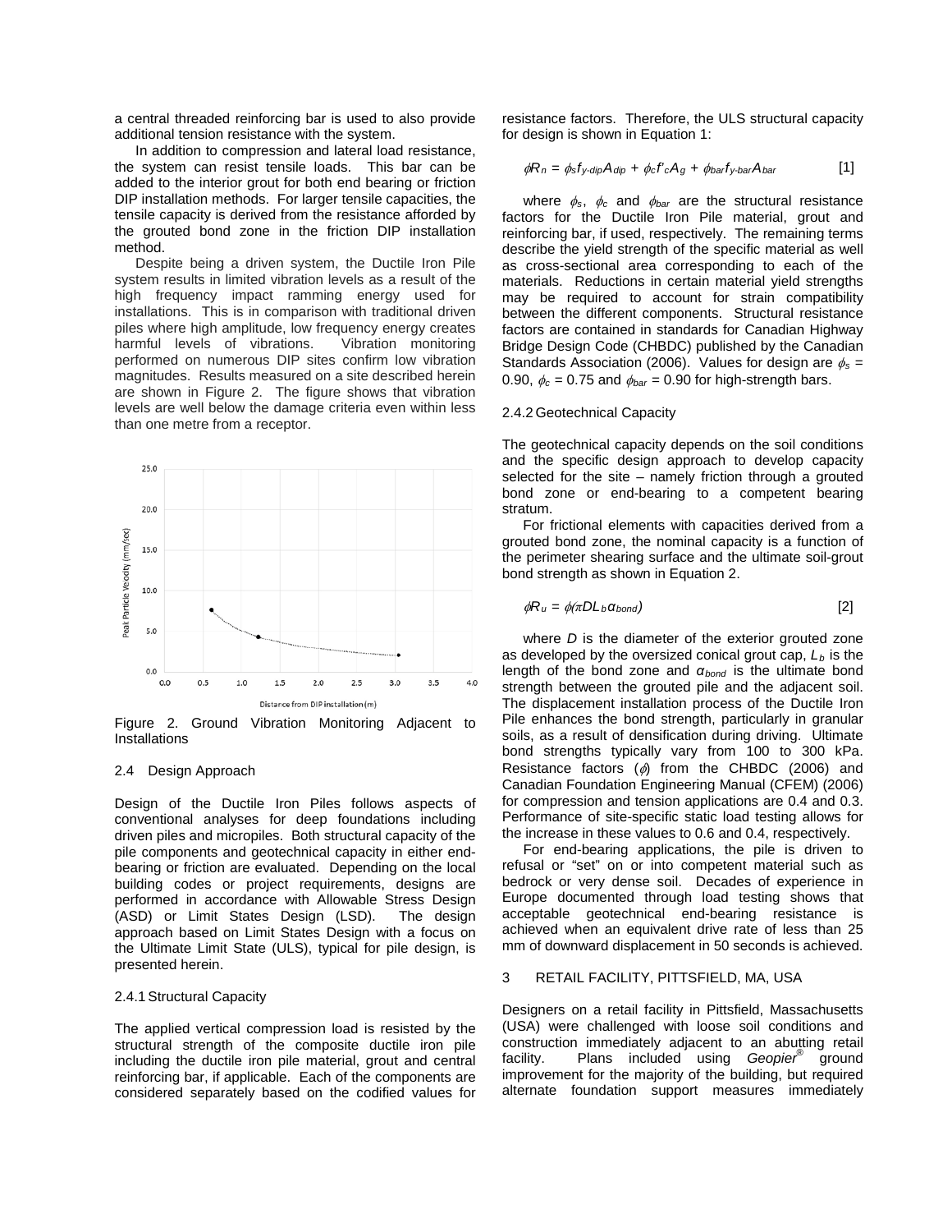a central threaded reinforcing bar is used to also provide additional tension resistance with the system.

In addition to compression and lateral load resistance, the system can resist tensile loads. This bar can be added to the interior grout for both end bearing or friction DIP installation methods. For larger tensile capacities, the tensile capacity is derived from the resistance afforded by the grouted bond zone in the friction DIP installation method.

Despite being a driven system, the Ductile Iron Pile system results in limited vibration levels as a result of the high frequency impact ramming energy used for installations. This is in comparison with traditional driven piles where high amplitude, low frequency energy creates harmful levels of vibrations. Vibration monitoring performed on numerous DIP sites confirm low vibration magnitudes. Results measured on a site described herein are shown in Figure 2. The figure shows that vibration levels are well below the damage criteria even within less than one metre from a receptor.

Figure 2. Ground Vibration Monitoring Adjacent to Installations

## 2.4 Design Approach

Design of the Ductile Iron Piles follows aspects of conventional analyses for deep foundations including driven piles and micropiles. Both structural capacity of the pile components and geotechnical capacity in either end-bearing or friction are evaluated. Depending on the local building codes or project requirements, designs are performed in accordance with Allowable Stress Design (ASD) or Limit States Design (LSD). The design approach based on Limit States Design with a focus on the Ultimate Limit State (ULS), typical for pile design, is presented herein.

### 2.4.1 Structural Capacity

The applied vertical compression load is resisted by the structural strength of the composite ductile iron pile including the ductile iron pile material, grout and central reinforcing bar, if applicable. Each of the components are considered separately based on the codified values for resistance factors. Therefore, the ULS structural capacity for design is shown in Equation 1:

$$\phi R_n = \phi_s f_{y\text{-}dip} A_{dip} + \phi_c f'_c A_g + \phi_{bar} f_{y\text{-}bar} A_{bar} \qquad [1]$$

where $\phi_s$, $\phi_c$ and $\phi_{bar}$ are the structural resistance factors for the Ductile Iron Pile material, grout and reinforcing bar, if used, respectively. The remaining terms describe the yield strength of the specific material as well as cross-sectional area corresponding to each of the materials. Reductions in certain material yield strengths may be required to account for strain compatibility between the different components. Structural resistance factors are contained in standards for Canadian Highway Bridge Design Code (CHBDC) published by the Canadian Standards Association (2006). Values for design are $\phi_s$ = 0.90, $\phi_c$ = 0.75 and $\phi_{bar}$ = 0.90 for high-strength bars.

### 2.4.2 Geotechnical Capacity

The geotechnical capacity depends on the soil conditions and the specific design approach to develop capacity selected for the site – namely friction through a grouted bond zone or end-bearing to a competent bearing stratum.

For frictional elements with capacities derived from a grouted bond zone, the nominal capacity is a function of the perimeter shearing surface and the ultimate soil-grout bond strength as shown in Equation 2.

$$\phi R_u = \phi(\pi D L_b \alpha_{bond}) \qquad [2]$$

where $D$ is the diameter of the exterior grouted zone as developed by the oversized conical grout cap, $L_b$ is the length of the bond zone and $\alpha_{bond}$ is the ultimate bond strength between the grouted pile and the adjacent soil. The displacement installation process of the Ductile Iron Pile enhances the bond strength, particularly in granular soils, as a result of densification during driving. Ultimate bond strengths typically vary from 100 to 300 kPa. Resistance factors ($\phi$) from the CHBDC (2006) and Canadian Foundation Engineering Manual (CFEM) (2006) for compression and tension applications are 0.4 and 0.3. Performance of site-specific static load testing allows for the increase in these values to 0.6 and 0.4, respectively.

For end-bearing applications, the pile is driven to refusal or "set" on or into competent material such as bedrock or very dense soil. Decades of experience in Europe documented through load testing shows that acceptable geotechnical end-bearing resistance is achieved when an equivalent drive rate of less than 25 mm of downward displacement in 50 seconds is achieved.

## 3 RETAIL FACILITY, PITTSFIELD, MA, USA

Designers on a retail facility in Pittsfield, Massachusetts (USA) were challenged with loose soil conditions and construction immediately adjacent to an abutting retail facility. Plans included using *Geopier*® ground improvement for the majority of the building, but required alternate foundation support measures immediately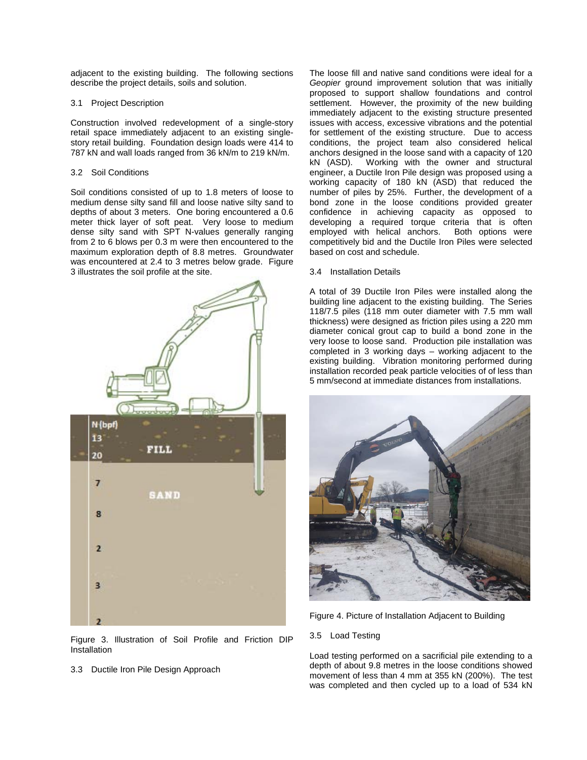adjacent to the existing building. The following sections describe the project details, soils and solution.

### 3.1 Project Description

Construction involved redevelopment of a single-story retail space immediately adjacent to an existing single-story retail building. Foundation design loads were 414 to 787 kN and wall loads ranged from 36 kN/m to 219 kN/m.

### 3.2 Soil Conditions

Soil conditions consisted of up to 1.8 meters of loose to medium dense silty sand fill and loose native silty sand to depths of about 3 meters. One boring encountered a 0.6 meter thick layer of soft peat. Very loose to medium dense silty sand with SPT N-values generally ranging from 2 to 6 blows per 0.3 m were then encountered to the maximum exploration depth of 8.8 metres. Groundwater was encountered at 2.4 to 3 metres below grade. Figure 3 illustrates the soil profile at the site.

Figure 3. Illustration of Soil Profile and Friction DIP Installation

### 3.3 Ductile Iron Pile Design Approach

The loose fill and native sand conditions were ideal for a *Geopier* ground improvement solution that was initially proposed to support shallow foundations and control settlement. However, the proximity of the new building immediately adjacent to the existing structure presented issues with access, excessive vibrations and the potential for settlement of the existing structure. Due to access conditions, the project team also considered helical anchors designed in the loose sand with a capacity of 120 kN (ASD). Working with the owner and structural engineer, a Ductile Iron Pile design was proposed using a working capacity of 180 kN (ASD) that reduced the number of piles by 25%. Further, the development of a bond zone in the loose conditions provided greater confidence in achieving capacity as opposed to developing a required torque criteria that is often employed with helical anchors. Both options were competitively bid and the Ductile Iron Piles were selected based on cost and schedule.

### 3.4 Installation Details

A total of 39 Ductile Iron Piles were installed along the building line adjacent to the existing building. The Series 118/7.5 piles (118 mm outer diameter with 7.5 mm wall thickness) were designed as friction piles using a 220 mm diameter conical grout cap to build a bond zone in the very loose to loose sand. Production pile installation was completed in 3 working days – working adjacent to the existing building. Vibration monitoring performed during installation recorded peak particle velocities of of less than 5 mm/second at immediate distances from installations.

Figure 4. Picture of Installation Adjacent to Building

### 3.5 Load Testing

Load testing performed on a sacrificial pile extending to a depth of about 9.8 metres in the loose conditions showed movement of less than 4 mm at 355 kN (200%). The test was completed and then cycled up to a load of 534 kN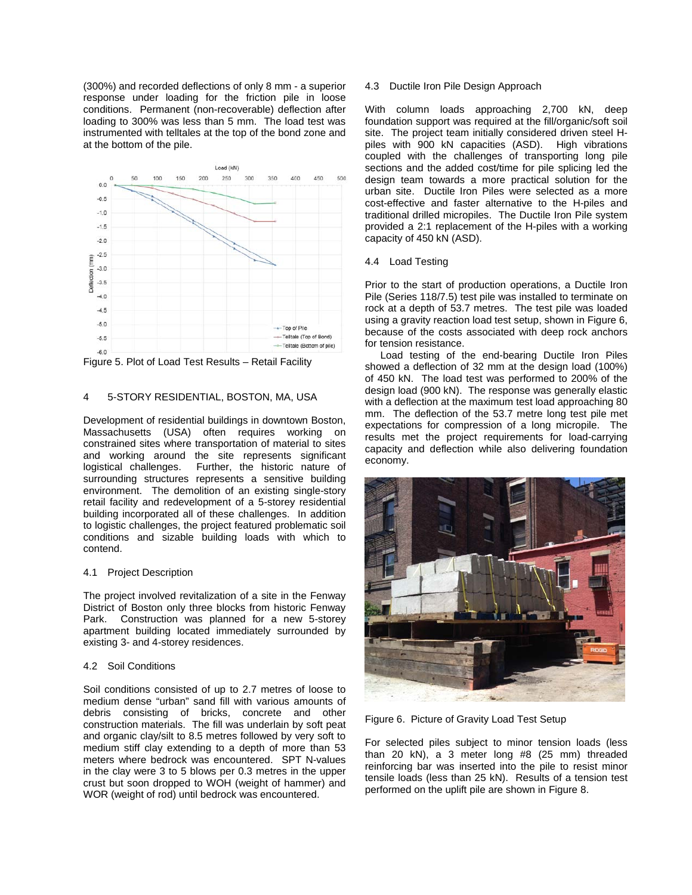(300%) and recorded deflections of only 8 mm - a superior response under loading for the friction pile in loose conditions. Permanent (non-recoverable) deflection after loading to 300% was less than 5 mm. The load test was instrumented with telltales at the top of the bond zone and at the bottom of the pile.

Figure 5. Plot of Load Test Results – Retail Facility

## 4 5-STORY RESIDENTIAL, BOSTON, MA, USA

Development of residential buildings in downtown Boston, Massachusetts (USA) often requires working on constrained sites where transportation of material to sites and working around the site represents significant logistical challenges. Further, the historic nature of surrounding structures represents a sensitive building environment. The demolition of an existing single-story retail facility and redevelopment of a 5-storey residential building incorporated all of these challenges. In addition to logistic challenges, the project featured problematic soil conditions and sizable building loads with which to contend.

### 4.1 Project Description

The project involved revitalization of a site in the Fenway District of Boston only three blocks from historic Fenway Park. Construction was planned for a new 5-storey apartment building located immediately surrounded by existing 3- and 4-storey residences.

### 4.2 Soil Conditions

Soil conditions consisted of up to 2.7 metres of loose to medium dense "urban" sand fill with various amounts of debris consisting of bricks, concrete and other construction materials. The fill was underlain by soft peat and organic clay/silt to 8.5 metres followed by very soft to medium stiff clay extending to a depth of more than 53 meters where bedrock was encountered. SPT N-values in the clay were 3 to 5 blows per 0.3 metres in the upper crust but soon dropped to WOH (weight of hammer) and WOR (weight of rod) until bedrock was encountered.

### 4.3 Ductile Iron Pile Design Approach

With column loads approaching 2,700 kN, deep foundation support was required at the fill/organic/soft soil site. The project team initially considered driven steel H-piles with 900 kN capacities (ASD). High vibrations coupled with the challenges of transporting long pile sections and the added cost/time for pile splicing led the design team towards a more practical solution for the urban site. Ductile Iron Piles were selected as a more cost-effective and faster alternative to the H-piles and traditional drilled micropiles. The Ductile Iron Pile system provided a 2:1 replacement of the H-piles with a working capacity of 450 kN (ASD).

### 4.4 Load Testing

Prior to the start of production operations, a Ductile Iron Pile (Series 118/7.5) test pile was installed to terminate on rock at a depth of 53.7 metres. The test pile was loaded using a gravity reaction load test setup, shown in Figure 6, because of the costs associated with deep rock anchors for tension resistance.

Load testing of the end-bearing Ductile Iron Piles showed a deflection of 32 mm at the design load (100%) of 450 kN. The load test was performed to 200% of the design load (900 kN). The response was generally elastic with a deflection at the maximum test load approaching 80 mm. The deflection of the 53.7 metre long test pile met expectations for compression of a long micropile. The results met the project requirements for load-carrying capacity and deflection while also delivering foundation economy.

Figure 6. Picture of Gravity Load Test Setup

For selected piles subject to minor tension loads (less than 20 kN), a 3 meter long #8 (25 mm) threaded reinforcing bar was inserted into the pile to resist minor tensile loads (less than 25 kN). Results of a tension test performed on the uplift pile are shown in Figure 8.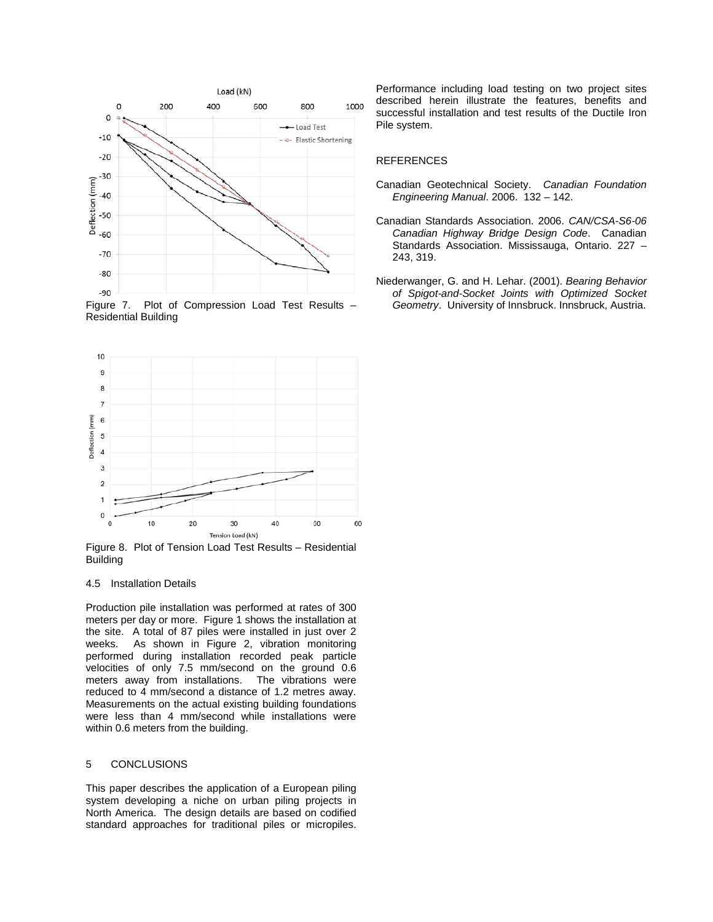Load (kN)

0 200 400 600 800 1000

0 -10 -20 -30 -40 -50 -60 -70 -80 -90

Deflection (mm)

Load Test

Elastic Shortening

Figure 7. Plot of Compression Load Test Results – Residential Building

10 9 8 7 6 5 4 3 2 1 0

Deflection (mm)

0 10 20 30 40 50 60

Tension Load (kN)

Figure 8. Plot of Tension Load Test Results – Residential Building

### 4.5 Installation Details

Production pile installation was performed at rates of 300 meters per day or more. Figure 1 shows the installation at the site. A total of 87 piles were installed in just over 2 weeks. As shown in Figure 2, vibration monitoring performed during installation recorded peak particle velocities of only 7.5 mm/second on the ground 0.6 meters away from installations. The vibrations were reduced to 4 mm/second a distance of 1.2 metres away. Measurements on the actual existing building foundations were less than 4 mm/second while installations were within 0.6 meters from the building.

## 5 CONCLUSIONS

This paper describes the application of a European piling system developing a niche on urban piling projects in North America. The design details are based on codified standard approaches for traditional piles or micropiles. Performance including load testing on two project sites described herein illustrate the features, benefits and successful installation and test results of the Ductile Iron Pile system.

## REFERENCES

Canadian Geotechnical Society. *Canadian Foundation Engineering Manual*. 2006. 132 – 142.

Canadian Standards Association. 2006. *CAN/CSA-S6-06 Canadian Highway Bridge Design Code*. Canadian Standards Association. Mississauga, Ontario. 227 – 243, 319.

Niederwanger, G. and H. Lehar. (2001). *Bearing Behavior of Spigot-and-Socket Joints with Optimized Socket Geometry*. University of Innsbruck. Innsbruck, Austria.